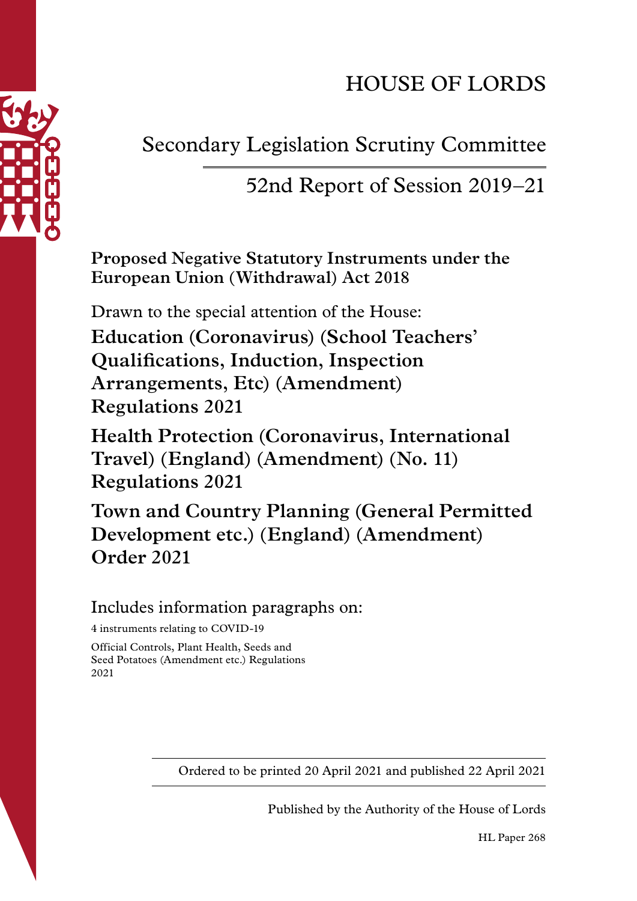# HOUSE OF LORDS

## Secondary Legislation Scrutiny Committee

## 52nd Report of Session 2019–21

**Proposed Negative Statutory Instruments under the European Union (Withdrawal) Act 2018**

Drawn to the special attention of the House:

**Education (Coronavirus) (School Teachers' Qualifications, Induction, Inspection Arrangements, Etc) (Amendment) Regulations 2021**

**Health Protection (Coronavirus, International Travel) (England) (Amendment) (No. 11) Regulations 2021**

**Town and Country Planning (General Permitted Development etc.) (England) (Amendment) Order 2021**

Includes information paragraphs on:

4 instruments relating to COVID-19

Official Controls, Plant Health, Seeds and Seed Potatoes (Amendment etc.) Regulations 2021

Ordered to be printed 20 April 2021 and published 22 April 2021

Published by the Authority of the House of Lords

HL Paper 268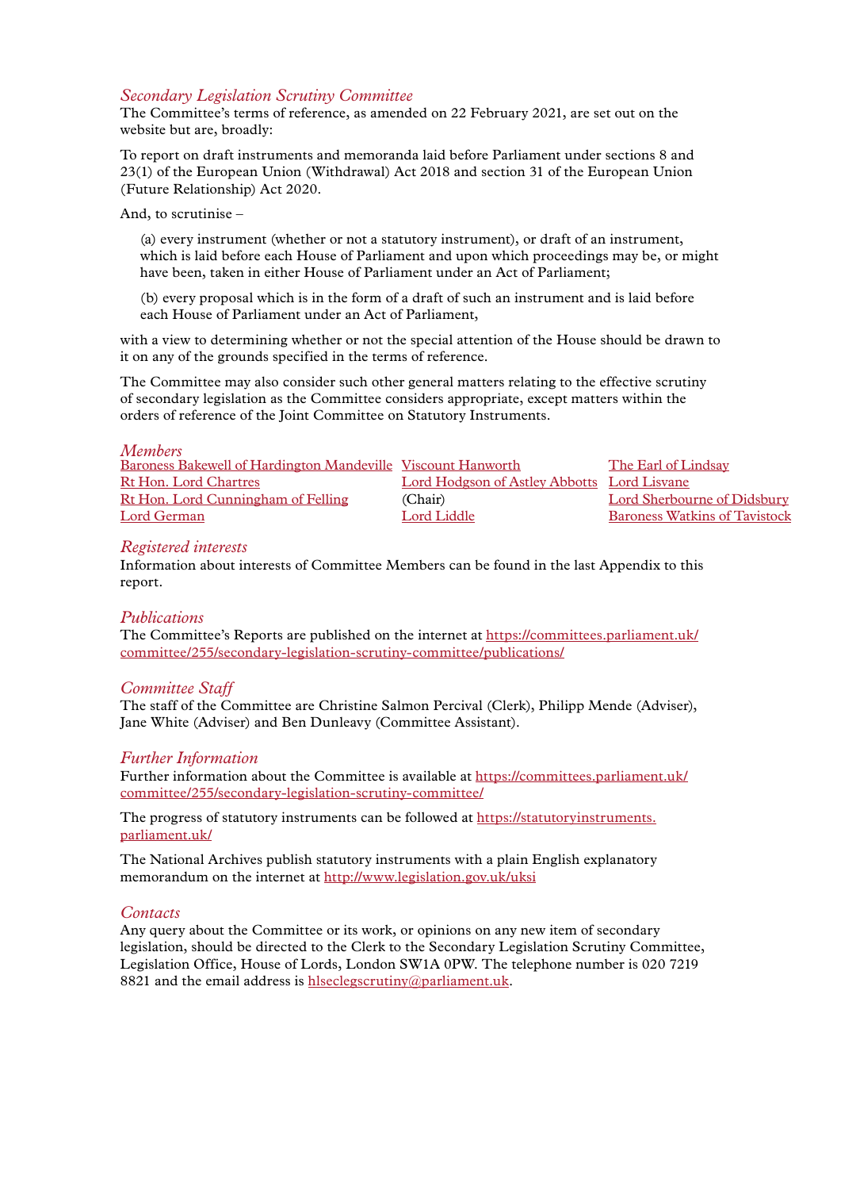## *Secondary Legislation Scrutiny Committee*

The Committee's terms of reference, as amended on 22 February 2021, are set out on the website but are, broadly:

To report on draft instruments and memoranda laid before Parliament under sections 8 and 23(1) of the European Union (Withdrawal) Act 2018 and section 31 of the European Union (Future Relationship) Act 2020.

And, to scrutinise –

(a) every instrument (whether or not a statutory instrument), or draft of an instrument, which is laid before each House of Parliament and upon which proceedings may be, or might have been, taken in either House of Parliament under an Act of Parliament;

(b) every proposal which is in the form of a draft of such an instrument and is laid before each House of Parliament under an Act of Parliament,

with a view to determining whether or not the special attention of the House should be drawn to it on any of the grounds specified in the terms of reference.

The Committee may also consider such other general matters relating to the effective scrutiny of secondary legislation as the Committee considers appropriate, except matters within the orders of reference of the Joint Committee on Statutory Instruments.

## *Members*

Baroness Bakewell of Hardington Mandeville
Rt Hon. Lord Chartres
Rt Hon. Lord Cunningham of Felling
Lord German
Viscount Hanworth
Lord Hodgson of Astley Abbotts (Chair)
Lord Liddle
The Earl of Lindsay
Lord Lisvane
Lord Sherbourne of Didsbury
Baroness Watkins of Tavistock

## *Registered interests*

Information about interests of Committee Members can be found in the last Appendix to this report.

## *Publications*

The Committee's Reports are published on the internet at https://committees.parliament.uk/committee/255/secondary-legislation-scrutiny-committee/publications/

## *Committee Staff*

The staff of the Committee are Christine Salmon Percival (Clerk), Philipp Mende (Adviser), Jane White (Adviser) and Ben Dunleavy (Committee Assistant).

## *Further Information*

Further information about the Committee is available at https://committees.parliament.uk/committee/255/secondary-legislation-scrutiny-committee/

The progress of statutory instruments can be followed at https://statutoryinstruments.parliament.uk/

The National Archives publish statutory instruments with a plain English explanatory memorandum on the internet at http://www.legislation.gov.uk/uksi

## *Contacts*

Any query about the Committee or its work, or opinions on any new item of secondary legislation, should be directed to the Clerk to the Secondary Legislation Scrutiny Committee, Legislation Office, House of Lords, London SW1A 0PW. The telephone number is 020 7219 8821 and the email address is hlseclegscrutiny@parliament.uk.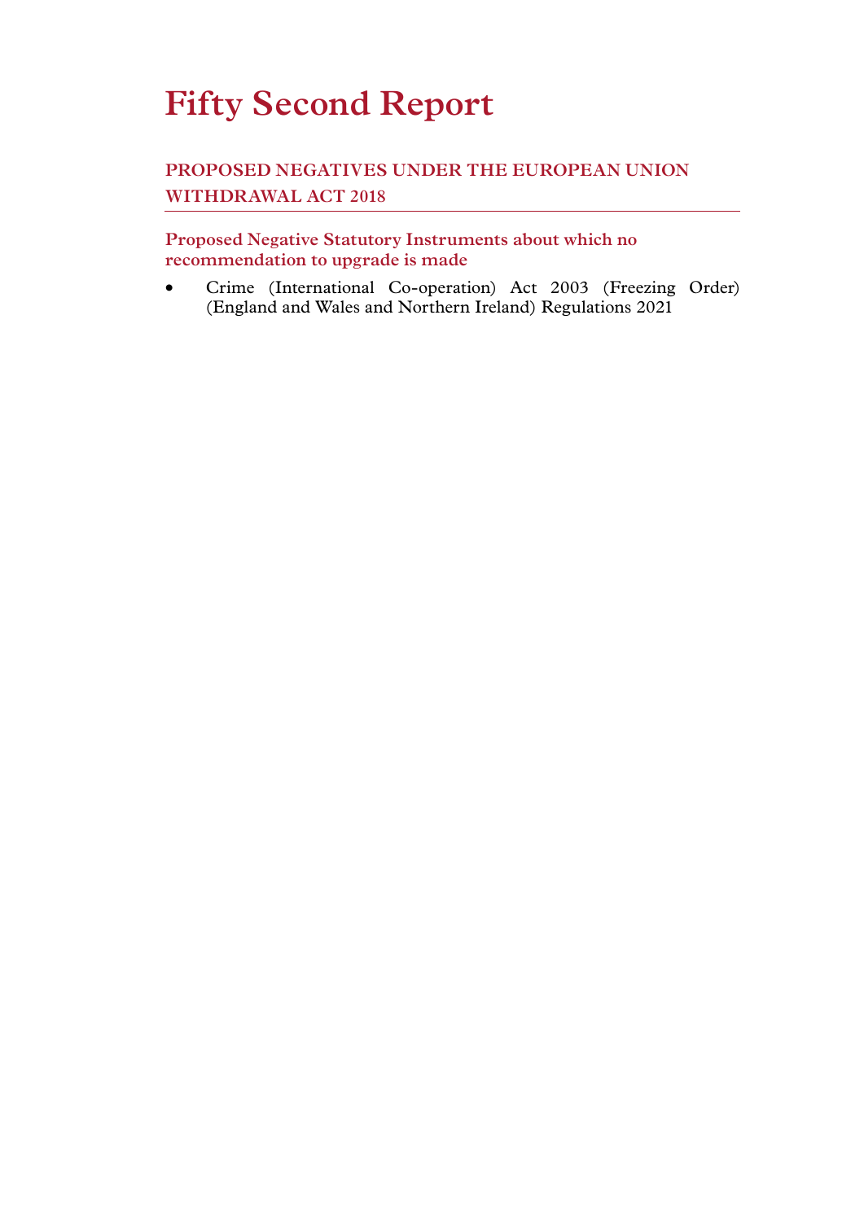# Fifty Second Report

## PROPOSED NEGATIVES UNDER THE EUROPEAN UNION WITHDRAWAL ACT 2018

### Proposed Negative Statutory Instruments about which no recommendation to upgrade is made

- Crime (International Co-operation) Act 2003 (Freezing Order) (England and Wales and Northern Ireland) Regulations 2021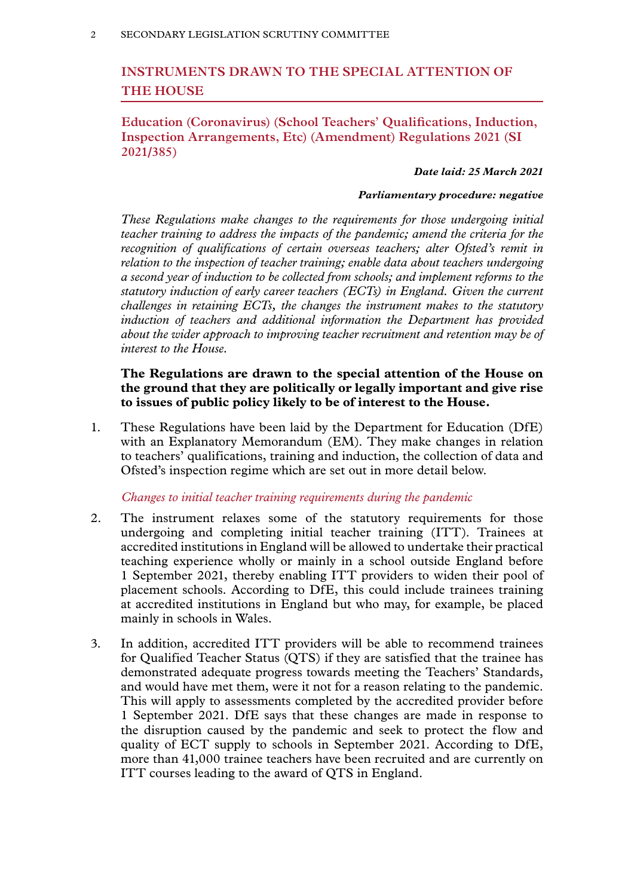## INSTRUMENTS DRAWN TO THE SPECIAL ATTENTION OF THE HOUSE

### Education (Coronavirus) (School Teachers' Qualifications, Induction, Inspection Arrangements, Etc) (Amendment) Regulations 2021 (SI 2021/385)

***Date laid: 25 March 2021***

***Parliamentary procedure: negative***

*These Regulations make changes to the requirements for those undergoing initial teacher training to address the impacts of the pandemic; amend the criteria for the recognition of qualifications of certain overseas teachers; alter Ofsted's remit in relation to the inspection of teacher training; enable data about teachers undergoing a second year of induction to be collected from schools; and implement reforms to the statutory induction of early career teachers (ECTs) in England. Given the current challenges in retaining ECTs, the changes the instrument makes to the statutory induction of teachers and additional information the Department has provided about the wider approach to improving teacher recruitment and retention may be of interest to the House.*

**The Regulations are drawn to the special attention of the House on the ground that they are politically or legally important and give rise to issues of public policy likely to be of interest to the House.**

1. These Regulations have been laid by the Department for Education (DfE) with an Explanatory Memorandum (EM). They make changes in relation to teachers' qualifications, training and induction, the collection of data and Ofsted's inspection regime which are set out in more detail below.

*Changes to initial teacher training requirements during the pandemic*

2. The instrument relaxes some of the statutory requirements for those undergoing and completing initial teacher training (ITT). Trainees at accredited institutions in England will be allowed to undertake their practical teaching experience wholly or mainly in a school outside England before 1 September 2021, thereby enabling ITT providers to widen their pool of placement schools. According to DfE, this could include trainees training at accredited institutions in England but who may, for example, be placed mainly in schools in Wales.

3. In addition, accredited ITT providers will be able to recommend trainees for Qualified Teacher Status (QTS) if they are satisfied that the trainee has demonstrated adequate progress towards meeting the Teachers' Standards, and would have met them, were it not for a reason relating to the pandemic. This will apply to assessments completed by the accredited provider before 1 September 2021. DfE says that these changes are made in response to the disruption caused by the pandemic and seek to protect the flow and quality of ECT supply to schools in September 2021. According to DfE, more than 41,000 trainee teachers have been recruited and are currently on ITT courses leading to the award of QTS in England.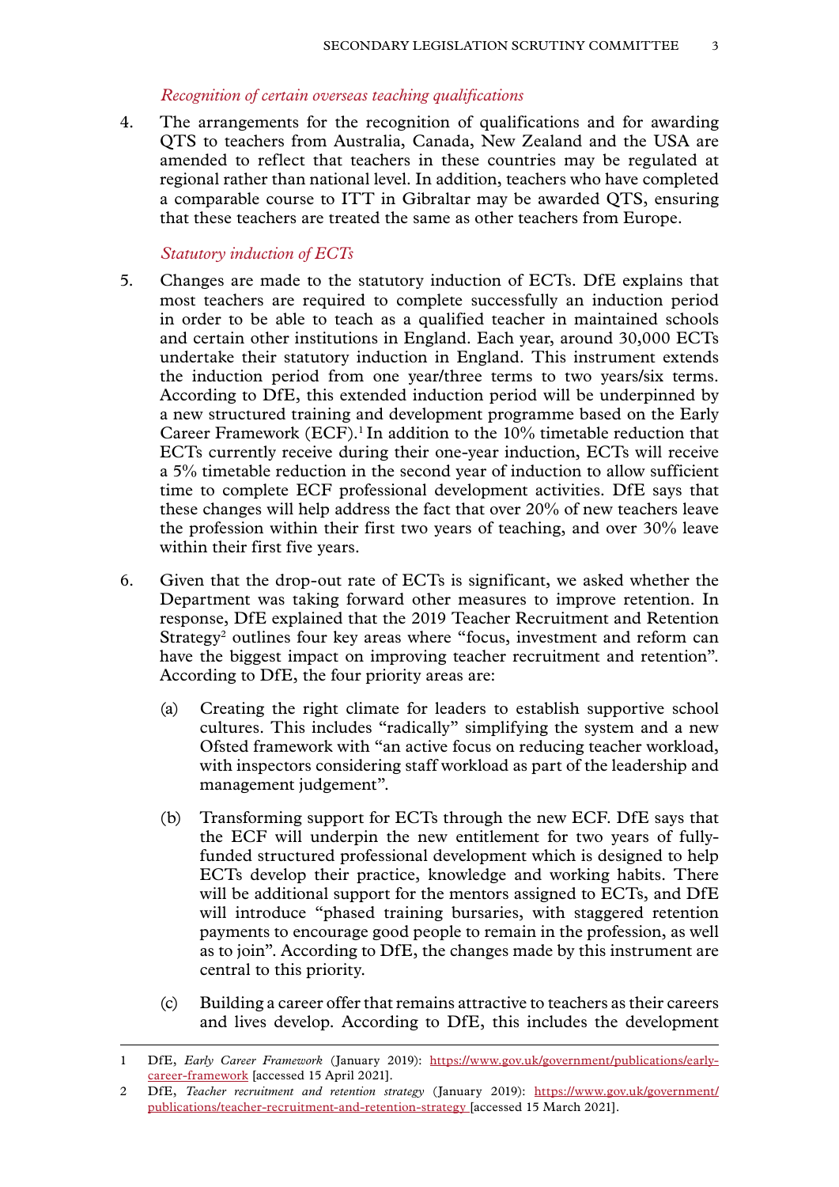*Recognition of certain overseas teaching qualifications*

4. The arrangements for the recognition of qualifications and for awarding QTS to teachers from Australia, Canada, New Zealand and the USA are amended to reflect that teachers in these countries may be regulated at regional rather than national level. In addition, teachers who have completed a comparable course to ITT in Gibraltar may be awarded QTS, ensuring that these teachers are treated the same as other teachers from Europe.

*Statutory induction of ECTs*

5. Changes are made to the statutory induction of ECTs. DfE explains that most teachers are required to complete successfully an induction period in order to be able to teach as a qualified teacher in maintained schools and certain other institutions in England. Each year, around 30,000 ECTs undertake their statutory induction in England. This instrument extends the induction period from one year/three terms to two years/six terms. According to DfE, this extended induction period will be underpinned by a new structured training and development programme based on the Early Career Framework (ECF).[1] In addition to the 10% timetable reduction that ECTs currently receive during their one-year induction, ECTs will receive a 5% timetable reduction in the second year of induction to allow sufficient time to complete ECF professional development activities. DfE says that these changes will help address the fact that over 20% of new teachers leave the profession within their first two years of teaching, and over 30% leave within their first five years.

6. Given that the drop-out rate of ECTs is significant, we asked whether the Department was taking forward other measures to improve retention. In response, DfE explained that the 2019 Teacher Recruitment and Retention Strategy[2] outlines four key areas where "focus, investment and reform can have the biggest impact on improving teacher recruitment and retention". According to DfE, the four priority areas are:

   (a) Creating the right climate for leaders to establish supportive school cultures. This includes "radically" simplifying the system and a new Ofsted framework with "an active focus on reducing teacher workload, with inspectors considering staff workload as part of the leadership and management judgement".

   (b) Transforming support for ECTs through the new ECF. DfE says that the ECF will underpin the new entitlement for two years of fully-funded structured professional development which is designed to help ECTs develop their practice, knowledge and working habits. There will be additional support for the mentors assigned to ECTs, and DfE will introduce "phased training bursaries, with staggered retention payments to encourage good people to remain in the profession, as well as to join". According to DfE, the changes made by this instrument are central to this priority.

   (c) Building a career offer that remains attractive to teachers as their careers and lives develop. According to DfE, this includes the development

---

1 DfE, *Early Career Framework* (January 2019): https://www.gov.uk/government/publications/early-career-framework [accessed 15 April 2021].

2 DfE, *Teacher recruitment and retention strategy* (January 2019): https://www.gov.uk/government/publications/teacher-recruitment-and-retention-strategy [accessed 15 March 2021].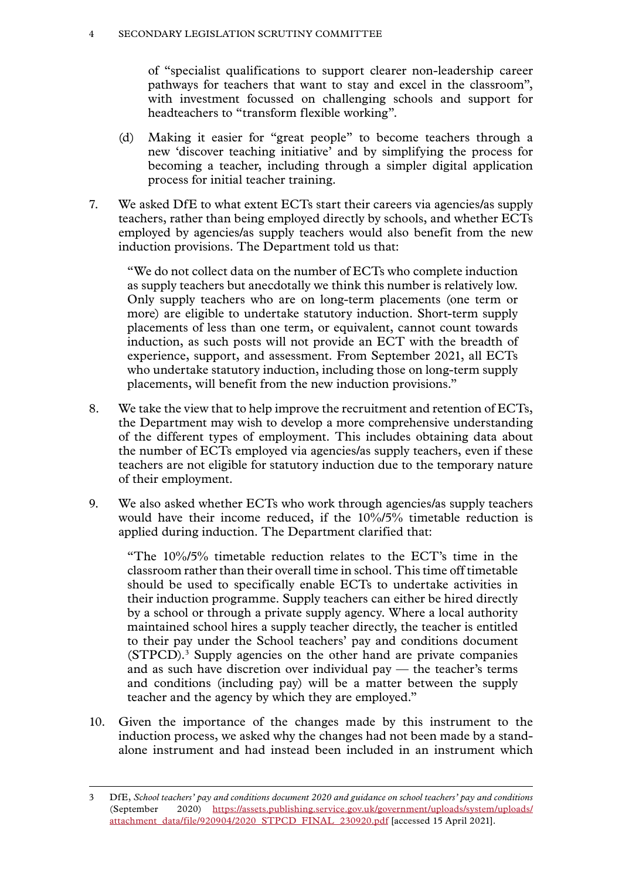of "specialist qualifications to support clearer non-leadership career pathways for teachers that want to stay and excel in the classroom", with investment focussed on challenging schools and support for headteachers to "transform flexible working".

(d) Making it easier for "great people" to become teachers through a new 'discover teaching initiative' and by simplifying the process for becoming a teacher, including through a simpler digital application process for initial teacher training.

7. We asked DfE to what extent ECTs start their careers via agencies/as supply teachers, rather than being employed directly by schools, and whether ECTs employed by agencies/as supply teachers would also benefit from the new induction provisions. The Department told us that:

> "We do not collect data on the number of ECTs who complete induction as supply teachers but anecdotally we think this number is relatively low. Only supply teachers who are on long-term placements (one term or more) are eligible to undertake statutory induction. Short-term supply placements of less than one term, or equivalent, cannot count towards induction, as such posts will not provide an ECT with the breadth of experience, support, and assessment. From September 2021, all ECTs who undertake statutory induction, including those on long-term supply placements, will benefit from the new induction provisions."

8. We take the view that to help improve the recruitment and retention of ECTs, the Department may wish to develop a more comprehensive understanding of the different types of employment. This includes obtaining data about the number of ECTs employed via agencies/as supply teachers, even if these teachers are not eligible for statutory induction due to the temporary nature of their employment.

9. We also asked whether ECTs who work through agencies/as supply teachers would have their income reduced, if the 10%/5% timetable reduction is applied during induction. The Department clarified that:

> "The 10%/5% timetable reduction relates to the ECT's time in the classroom rather than their overall time in school. This time off timetable should be used to specifically enable ECTs to undertake activities in their induction programme. Supply teachers can either be hired directly by a school or through a private supply agency. Where a local authority maintained school hires a supply teacher directly, the teacher is entitled to their pay under the School teachers' pay and conditions document (STPCD).[3] Supply agencies on the other hand are private companies and as such have discretion over individual pay — the teacher's terms and conditions (including pay) will be a matter between the supply teacher and the agency by which they are employed."

10. Given the importance of the changes made by this instrument to the induction process, we asked why the changes had not been made by a stand-alone instrument and had instead been included in an instrument which

---

3 DfE, *School teachers' pay and conditions document 2020 and guidance on school teachers' pay and conditions* (September 2020) https://assets.publishing.service.gov.uk/government/uploads/system/uploads/attachment_data/file/920904/2020_STPCD_FINAL_230920.pdf [accessed 15 April 2021].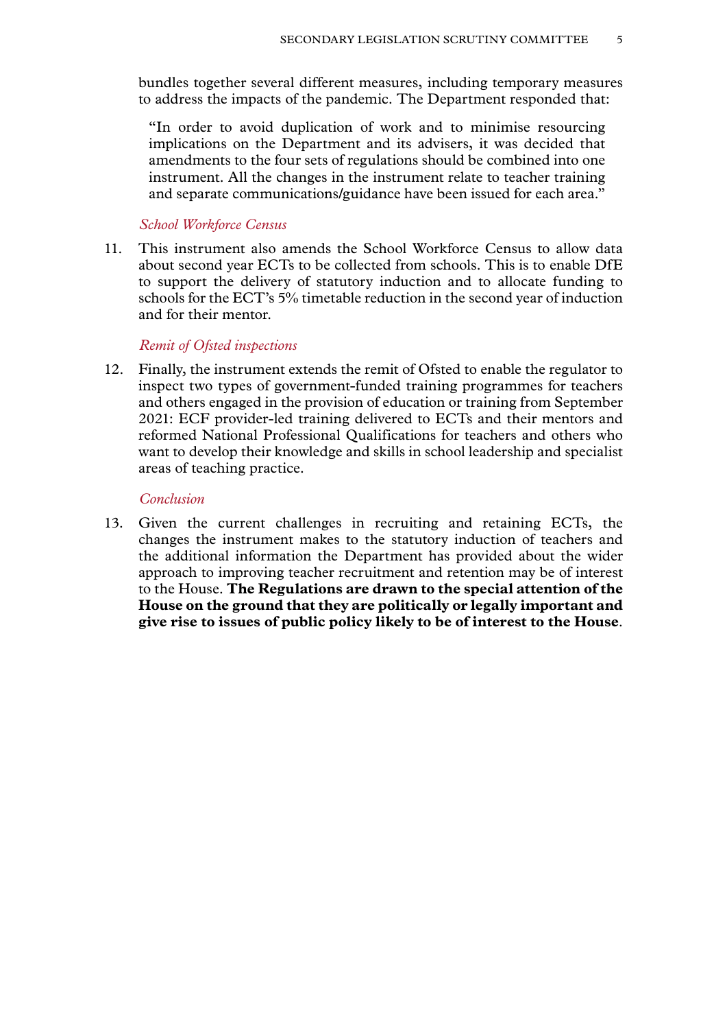bundles together several different measures, including temporary measures to address the impacts of the pandemic. The Department responded that:

> "In order to avoid duplication of work and to minimise resourcing implications on the Department and its advisers, it was decided that amendments to the four sets of regulations should be combined into one instrument. All the changes in the instrument relate to teacher training and separate communications/guidance have been issued for each area."

*School Workforce Census*

11. This instrument also amends the School Workforce Census to allow data about second year ECTs to be collected from schools. This is to enable DfE to support the delivery of statutory induction and to allocate funding to schools for the ECT's 5% timetable reduction in the second year of induction and for their mentor.

*Remit of Ofsted inspections*

12. Finally, the instrument extends the remit of Ofsted to enable the regulator to inspect two types of government-funded training programmes for teachers and others engaged in the provision of education or training from September 2021: ECF provider-led training delivered to ECTs and their mentors and reformed National Professional Qualifications for teachers and others who want to develop their knowledge and skills in school leadership and specialist areas of teaching practice.

*Conclusion*

13. Given the current challenges in recruiting and retaining ECTs, the changes the instrument makes to the statutory induction of teachers and the additional information the Department has provided about the wider approach to improving teacher recruitment and retention may be of interest to the House. **The Regulations are drawn to the special attention of the House on the ground that they are politically or legally important and give rise to issues of public policy likely to be of interest to the House**.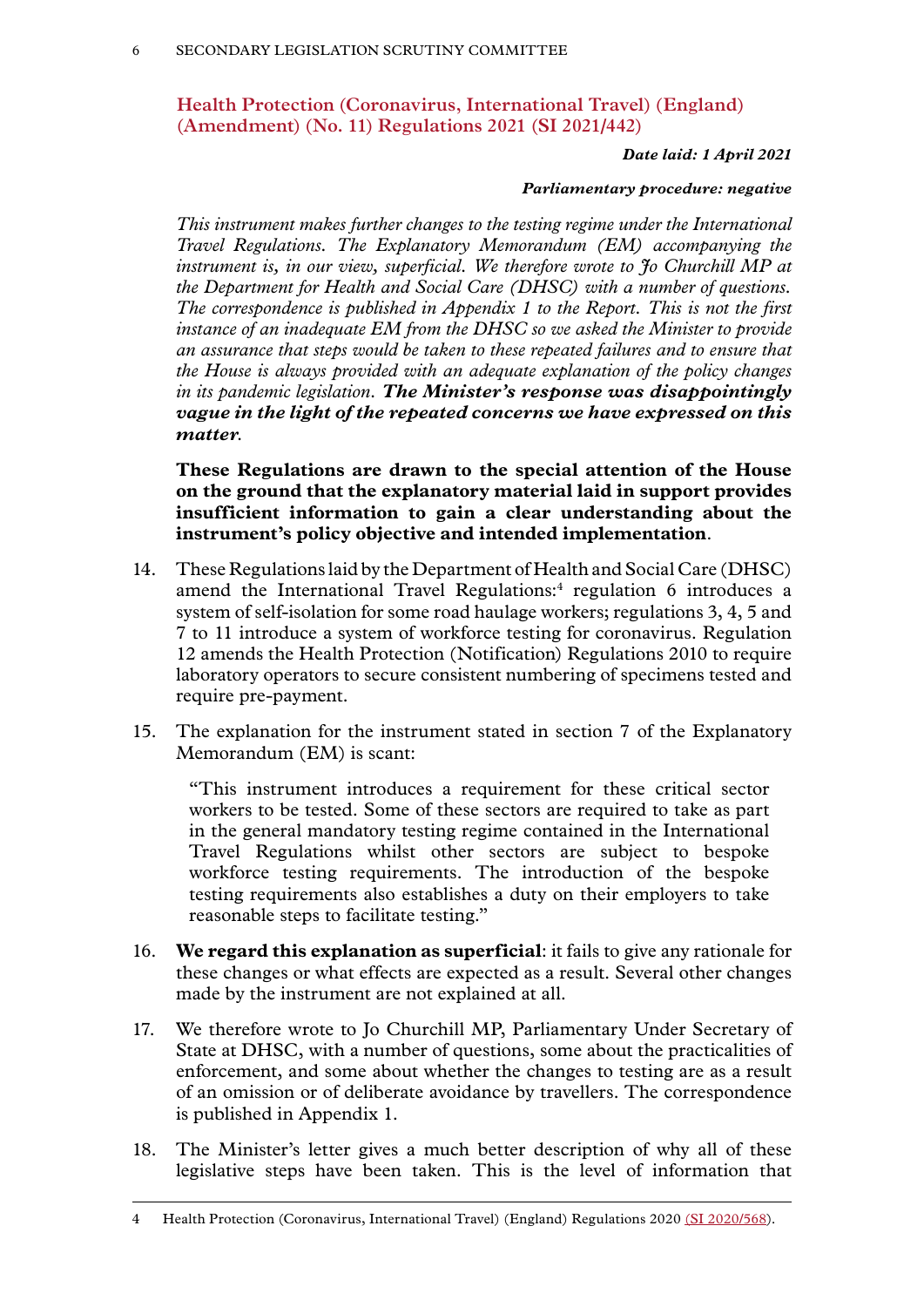## Health Protection (Coronavirus, International Travel) (England) (Amendment) (No. 11) Regulations 2021 (SI 2021/442)

***Date laid: 1 April 2021***

***Parliamentary procedure: negative***

*This instrument makes further changes to the testing regime under the International Travel Regulations. The Explanatory Memorandum (EM) accompanying the instrument is, in our view, superficial. We therefore wrote to Jo Churchill MP at the Department for Health and Social Care (DHSC) with a number of questions. The correspondence is published in Appendix 1 to the Report. This is not the first instance of an inadequate EM from the DHSC so we asked the Minister to provide an assurance that steps would be taken to these repeated failures and to ensure that the House is always provided with an adequate explanation of the policy changes in its pandemic legislation.* ***The Minister's response was disappointingly vague in the light of the repeated concerns we have expressed on this matter.***

**These Regulations are drawn to the special attention of the House on the ground that the explanatory material laid in support provides insufficient information to gain a clear understanding about the instrument's policy objective and intended implementation**.

14. These Regulations laid by the Department of Health and Social Care (DHSC) amend the International Travel Regulations:[4] regulation 6 introduces a system of self-isolation for some road haulage workers; regulations 3, 4, 5 and 7 to 11 introduce a system of workforce testing for coronavirus. Regulation 12 amends the Health Protection (Notification) Regulations 2010 to require laboratory operators to secure consistent numbering of specimens tested and require pre-payment.

15. The explanation for the instrument stated in section 7 of the Explanatory Memorandum (EM) is scant:

> "This instrument introduces a requirement for these critical sector workers to be tested. Some of these sectors are required to take as part in the general mandatory testing regime contained in the International Travel Regulations whilst other sectors are subject to bespoke workforce testing requirements. The introduction of the bespoke testing requirements also establishes a duty on their employers to take reasonable steps to facilitate testing."

16. **We regard this explanation as superficial**: it fails to give any rationale for these changes or what effects are expected as a result. Several other changes made by the instrument are not explained at all.

17. We therefore wrote to Jo Churchill MP, Parliamentary Under Secretary of State at DHSC, with a number of questions, some about the practicalities of enforcement, and some about whether the changes to testing are as a result of an omission or of deliberate avoidance by travellers. The correspondence is published in Appendix 1.

18. The Minister's letter gives a much better description of why all of these legislative steps have been taken. This is the level of information that

---

4 Health Protection (Coronavirus, International Travel) (England) Regulations 2020 (SI 2020/568).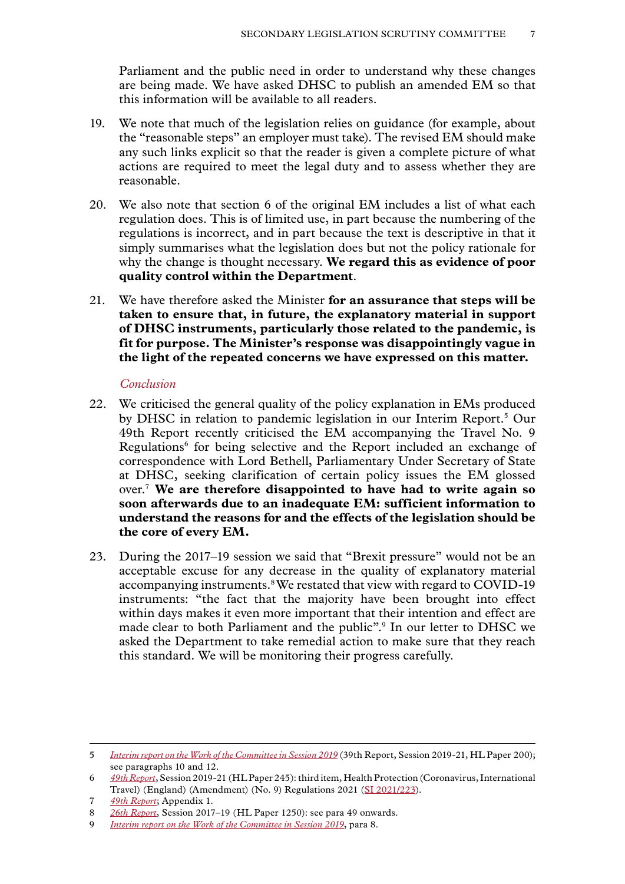Parliament and the public need in order to understand why these changes are being made. We have asked DHSC to publish an amended EM so that this information will be available to all readers.

19. We note that much of the legislation relies on guidance (for example, about the "reasonable steps" an employer must take). The revised EM should make any such links explicit so that the reader is given a complete picture of what actions are required to meet the legal duty and to assess whether they are reasonable.

20. We also note that section 6 of the original EM includes a list of what each regulation does. This is of limited use, in part because the numbering of the regulations is incorrect, and in part because the text is descriptive in that it simply summarises what the legislation does but not the policy rationale for why the change is thought necessary. **We regard this as evidence of poor quality control within the Department**.

21. We have therefore asked the Minister **for an assurance that steps will be taken to ensure that, in future, the explanatory material in support of DHSC instruments, particularly those related to the pandemic, is fit for purpose. The Minister's response was disappointingly vague in the light of the repeated concerns we have expressed on this matter.**

*Conclusion*

22. We criticised the general quality of the policy explanation in EMs produced by DHSC in relation to pandemic legislation in our Interim Report.[5] Our 49th Report recently criticised the EM accompanying the Travel No. 9 Regulations[6] for being selective and the Report included an exchange of correspondence with Lord Bethell, Parliamentary Under Secretary of State at DHSC, seeking clarification of certain policy issues the EM glossed over.[7] **We are therefore disappointed to have had to write again so soon afterwards due to an inadequate EM: sufficient information to understand the reasons for and the effects of the legislation should be the core of every EM.**

23. During the 2017–19 session we said that "Brexit pressure" would not be an acceptable excuse for any decrease in the quality of explanatory material accompanying instruments.[8] We restated that view with regard to COVID-19 instruments: "the fact that the majority have been brought into effect within days makes it even more important that their intention and effect are made clear to both Parliament and the public".[9] In our letter to DHSC we asked the Department to take remedial action to make sure that they reach this standard. We will be monitoring their progress carefully.

---

5 *Interim report on the Work of the Committee in Session 2019* (39th Report, Session 2019-21, HL Paper 200); see paragraphs 10 and 12.

6 *49th Report*, Session 2019-21 (HL Paper 245): third item, Health Protection (Coronavirus, International Travel) (England) (Amendment) (No. 9) Regulations 2021 (SI 2021/223).

7 *49th Report*; Appendix 1.

8 *26th Report*, Session 2017–19 (HL Paper 1250): see para 49 onwards.

9 *Interim report on the Work of the Committee in Session 2019*, para 8.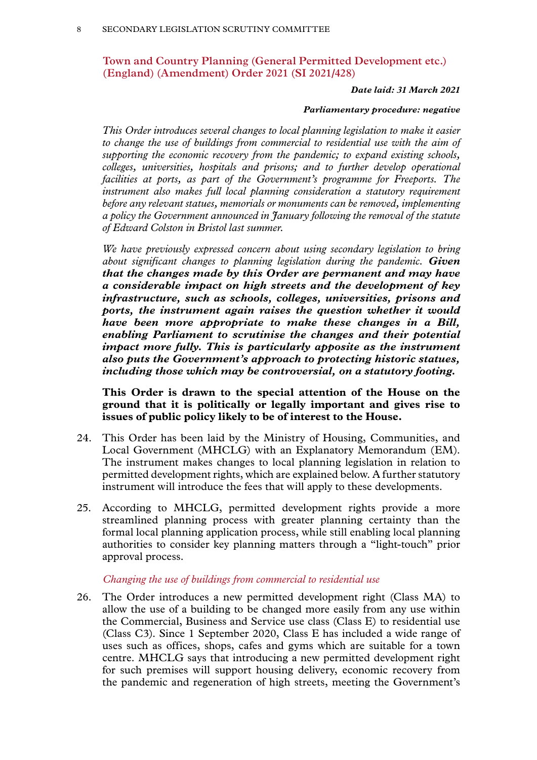## Town and Country Planning (General Permitted Development etc.) (England) (Amendment) Order 2021 (SI 2021/428)

***Date laid: 31 March 2021***

***Parliamentary procedure: negative***

*This Order introduces several changes to local planning legislation to make it easier to change the use of buildings from commercial to residential use with the aim of supporting the economic recovery from the pandemic; to expand existing schools, colleges, universities, hospitals and prisons; and to further develop operational facilities at ports, as part of the Government's programme for Freeports. The instrument also makes full local planning consideration a statutory requirement before any relevant statues, memorials or monuments can be removed, implementing a policy the Government announced in January following the removal of the statute of Edward Colston in Bristol last summer.*

*We have previously expressed concern about using secondary legislation to bring about significant changes to planning legislation during the pandemic.* ***Given that the changes made by this Order are permanent and may have a considerable impact on high streets and the development of key infrastructure, such as schools, colleges, universities, prisons and ports, the instrument again raises the question whether it would have been more appropriate to make these changes in a Bill, enabling Parliament to scrutinise the changes and their potential impact more fully. This is particularly apposite as the instrument also puts the Government's approach to protecting historic statues, including those which may be controversial, on a statutory footing.***

**This Order is drawn to the special attention of the House on the ground that it is politically or legally important and gives rise to issues of public policy likely to be of interest to the House.**

24. This Order has been laid by the Ministry of Housing, Communities, and Local Government (MHCLG) with an Explanatory Memorandum (EM). The instrument makes changes to local planning legislation in relation to permitted development rights, which are explained below. A further statutory instrument will introduce the fees that will apply to these developments.

25. According to MHCLG, permitted development rights provide a more streamlined planning process with greater planning certainty than the formal local planning application process, while still enabling local planning authorities to consider key planning matters through a "light-touch" prior approval process.

*Changing the use of buildings from commercial to residential use*

26. The Order introduces a new permitted development right (Class MA) to allow the use of a building to be changed more easily from any use within the Commercial, Business and Service use class (Class E) to residential use (Class C3). Since 1 September 2020, Class E has included a wide range of uses such as offices, shops, cafes and gyms which are suitable for a town centre. MHCLG says that introducing a new permitted development right for such premises will support housing delivery, economic recovery from the pandemic and regeneration of high streets, meeting the Government's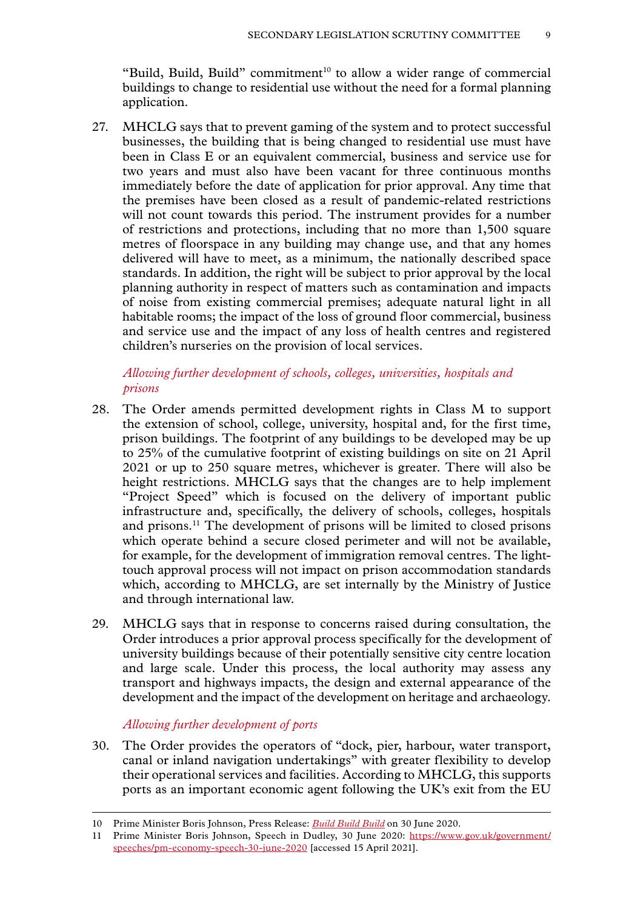"Build, Build, Build" commitment[10] to allow a wider range of commercial buildings to change to residential use without the need for a formal planning application.

27. MHCLG says that to prevent gaming of the system and to protect successful businesses, the building that is being changed to residential use must have been in Class E or an equivalent commercial, business and service use for two years and must also have been vacant for three continuous months immediately before the date of application for prior approval. Any time that the premises have been closed as a result of pandemic-related restrictions will not count towards this period. The instrument provides for a number of restrictions and protections, including that no more than 1,500 square metres of floorspace in any building may change use, and that any homes delivered will have to meet, as a minimum, the nationally described space standards. In addition, the right will be subject to prior approval by the local planning authority in respect of matters such as contamination and impacts of noise from existing commercial premises; adequate natural light in all habitable rooms; the impact of the loss of ground floor commercial, business and service use and the impact of any loss of health centres and registered children's nurseries on the provision of local services.

*Allowing further development of schools, colleges, universities, hospitals and prisons*

28. The Order amends permitted development rights in Class M to support the extension of school, college, university, hospital and, for the first time, prison buildings. The footprint of any buildings to be developed may be up to 25% of the cumulative footprint of existing buildings on site on 21 April 2021 or up to 250 square metres, whichever is greater. There will also be height restrictions. MHCLG says that the changes are to help implement "Project Speed" which is focused on the delivery of important public infrastructure and, specifically, the delivery of schools, colleges, hospitals and prisons.[11] The development of prisons will be limited to closed prisons which operate behind a secure closed perimeter and will not be available, for example, for the development of immigration removal centres. The light-touch approval process will not impact on prison accommodation standards which, according to MHCLG, are set internally by the Ministry of Justice and through international law.

29. MHCLG says that in response to concerns raised during consultation, the Order introduces a prior approval process specifically for the development of university buildings because of their potentially sensitive city centre location and large scale. Under this process, the local authority may assess any transport and highways impacts, the design and external appearance of the development and the impact of the development on heritage and archaeology.

*Allowing further development of ports*

30. The Order provides the operators of "dock, pier, harbour, water transport, canal or inland navigation undertakings" with greater flexibility to develop their operational services and facilities. According to MHCLG, this supports ports as an important economic agent following the UK's exit from the EU

---

10 Prime Minister Boris Johnson, Press Release: *Build Build Build* on 30 June 2020.

11 Prime Minister Boris Johnson, Speech in Dudley, 30 June 2020: https://www.gov.uk/government/speeches/pm-economy-speech-30-june-2020 [accessed 15 April 2021].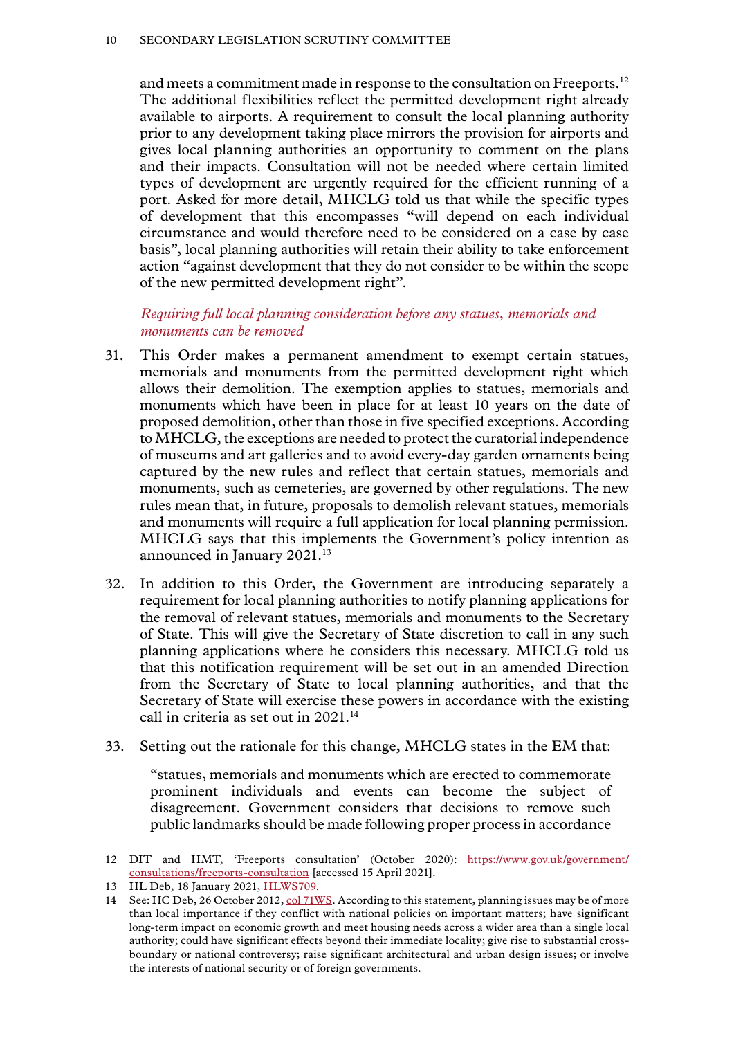and meets a commitment made in response to the consultation on Freeports.[12] The additional flexibilities reflect the permitted development right already available to airports. A requirement to consult the local planning authority prior to any development taking place mirrors the provision for airports and gives local planning authorities an opportunity to comment on the plans and their impacts. Consultation will not be needed where certain limited types of development are urgently required for the efficient running of a port. Asked for more detail, MHCLG told us that while the specific types of development that this encompasses "will depend on each individual circumstance and would therefore need to be considered on a case by case basis", local planning authorities will retain their ability to take enforcement action "against development that they do not consider to be within the scope of the new permitted development right".

*Requiring full local planning consideration before any statues, memorials and monuments can be removed*

31. This Order makes a permanent amendment to exempt certain statues, memorials and monuments from the permitted development right which allows their demolition. The exemption applies to statues, memorials and monuments which have been in place for at least 10 years on the date of proposed demolition, other than those in five specified exceptions. According to MHCLG, the exceptions are needed to protect the curatorial independence of museums and art galleries and to avoid every-day garden ornaments being captured by the new rules and reflect that certain statues, memorials and monuments, such as cemeteries, are governed by other regulations. The new rules mean that, in future, proposals to demolish relevant statues, memorials and monuments will require a full application for local planning permission. MHCLG says that this implements the Government's policy intention as announced in January 2021.[13]

32. In addition to this Order, the Government are introducing separately a requirement for local planning authorities to notify planning applications for the removal of relevant statues, memorials and monuments to the Secretary of State. This will give the Secretary of State discretion to call in any such planning applications where he considers this necessary. MHCLG told us that this notification requirement will be set out in an amended Direction from the Secretary of State to local planning authorities, and that the Secretary of State will exercise these powers in accordance with the existing call in criteria as set out in 2021.[14]

33. Setting out the rationale for this change, MHCLG states in the EM that:

> "statues, memorials and monuments which are erected to commemorate prominent individuals and events can become the subject of disagreement. Government considers that decisions to remove such public landmarks should be made following proper process in accordance

---

12 DIT and HMT, 'Freeports consultation' (October 2020): https://www.gov.uk/government/consultations/freeports-consultation [accessed 15 April 2021].

13 HL Deb, 18 January 2021, HLWS709.

14 See: HC Deb, 26 October 2012, col 71WS. According to this statement, planning issues may be of more than local importance if they conflict with national policies on important matters; have significant long-term impact on economic growth and meet housing needs across a wider area than a single local authority; could have significant effects beyond their immediate locality; give rise to substantial cross-boundary or national controversy; raise significant architectural and urban design issues; or involve the interests of national security or of foreign governments.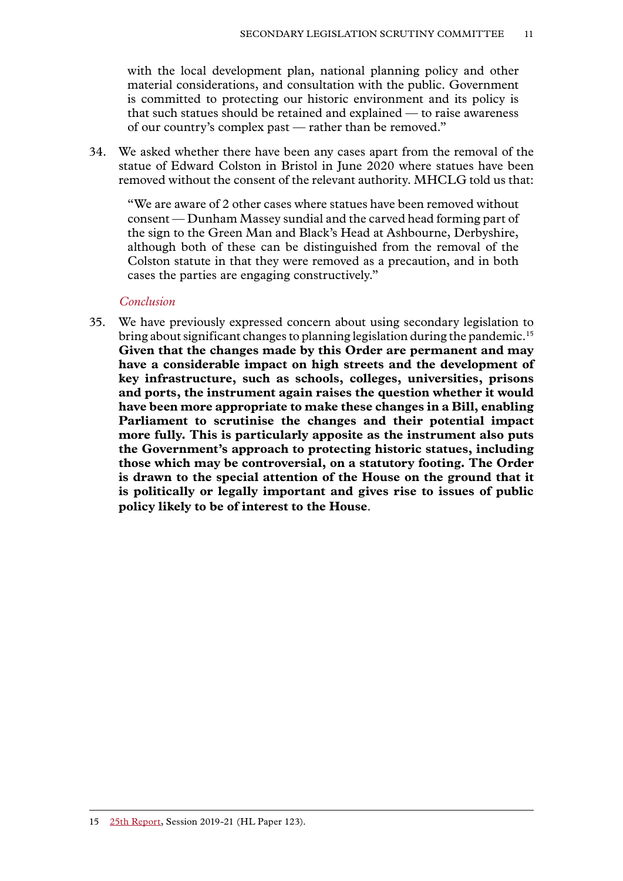with the local development plan, national planning policy and other material considerations, and consultation with the public. Government is committed to protecting our historic environment and its policy is that such statues should be retained and explained — to raise awareness of our country's complex past — rather than be removed."

34. We asked whether there have been any cases apart from the removal of the statue of Edward Colston in Bristol in June 2020 where statues have been removed without the consent of the relevant authority. MHCLG told us that:

> "We are aware of 2 other cases where statues have been removed without consent — Dunham Massey sundial and the carved head forming part of the sign to the Green Man and Black's Head at Ashbourne, Derbyshire, although both of these can be distinguished from the removal of the Colston statute in that they were removed as a precaution, and in both cases the parties are engaging constructively."

*Conclusion*

35. We have previously expressed concern about using secondary legislation to bring about significant changes to planning legislation during the pandemic.[15] **Given that the changes made by this Order are permanent and may have a considerable impact on high streets and the development of key infrastructure, such as schools, colleges, universities, prisons and ports, the instrument again raises the question whether it would have been more appropriate to make these changes in a Bill, enabling Parliament to scrutinise the changes and their potential impact more fully. This is particularly apposite as the instrument also puts the Government's approach to protecting historic statues, including those which may be controversial, on a statutory footing. The Order is drawn to the special attention of the House on the ground that it is politically or legally important and gives rise to issues of public policy likely to be of interest to the House**.

15 25th Report, Session 2019-21 (HL Paper 123).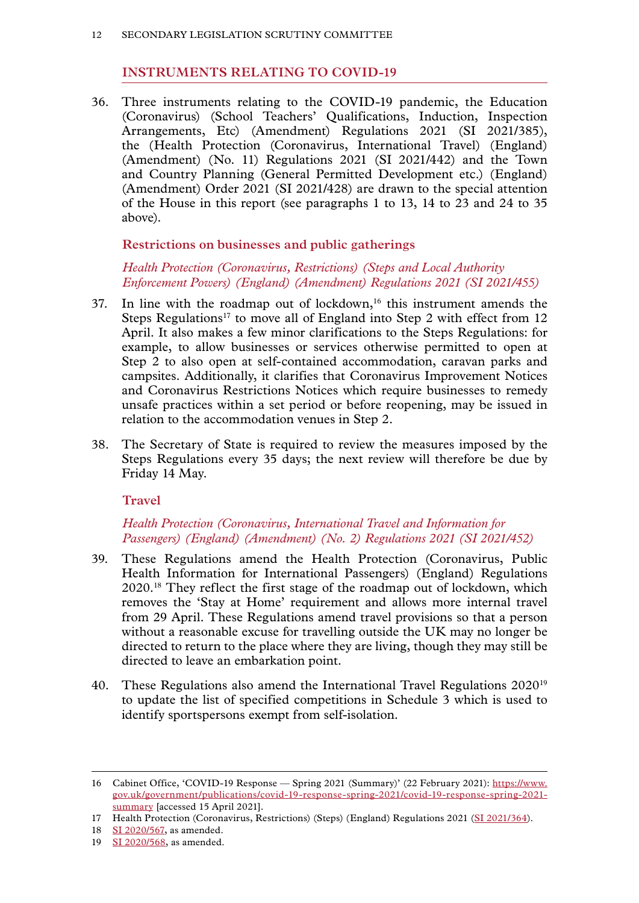## INSTRUMENTS RELATING TO COVID-19

36. Three instruments relating to the COVID-19 pandemic, the Education (Coronavirus) (School Teachers' Qualifications, Induction, Inspection Arrangements, Etc) (Amendment) Regulations 2021 (SI 2021/385), the (Health Protection (Coronavirus, International Travel) (England) (Amendment) (No. 11) Regulations 2021 (SI 2021/442) and the Town and Country Planning (General Permitted Development etc.) (England) (Amendment) Order 2021 (SI 2021/428) are drawn to the special attention of the House in this report (see paragraphs 1 to 13, 14 to 23 and 24 to 35 above).

### Restrictions on businesses and public gatherings

*Health Protection (Coronavirus, Restrictions) (Steps and Local Authority Enforcement Powers) (England) (Amendment) Regulations 2021 (SI 2021/455)*

37. In line with the roadmap out of lockdown,[16] this instrument amends the Steps Regulations[17] to move all of England into Step 2 with effect from 12 April. It also makes a few minor clarifications to the Steps Regulations: for example, to allow businesses or services otherwise permitted to open at Step 2 to also open at self-contained accommodation, caravan parks and campsites. Additionally, it clarifies that Coronavirus Improvement Notices and Coronavirus Restrictions Notices which require businesses to remedy unsafe practices within a set period or before reopening, may be issued in relation to the accommodation venues in Step 2.

38. The Secretary of State is required to review the measures imposed by the Steps Regulations every 35 days; the next review will therefore be due by Friday 14 May.

### Travel

*Health Protection (Coronavirus, International Travel and Information for Passengers) (England) (Amendment) (No. 2) Regulations 2021 (SI 2021/452)*

39. These Regulations amend the Health Protection (Coronavirus, Public Health Information for International Passengers) (England) Regulations 2020.[18] They reflect the first stage of the roadmap out of lockdown, which removes the 'Stay at Home' requirement and allows more internal travel from 29 April. These Regulations amend travel provisions so that a person without a reasonable excuse for travelling outside the UK may no longer be directed to return to the place where they are living, though they may still be directed to leave an embarkation point.

40. These Regulations also amend the International Travel Regulations 2020[19] to update the list of specified competitions in Schedule 3 which is used to identify sportspersons exempt from self-isolation.

---

16 Cabinet Office, 'COVID-19 Response — Spring 2021 (Summary)' (22 February 2021): https://www.gov.uk/government/publications/covid-19-response-spring-2021/covid-19-response-spring-2021-summary [accessed 15 April 2021].

17 Health Protection (Coronavirus, Restrictions) (Steps) (England) Regulations 2021 (SI 2021/364).

18 SI 2020/567, as amended.

19 SI 2020/568, as amended.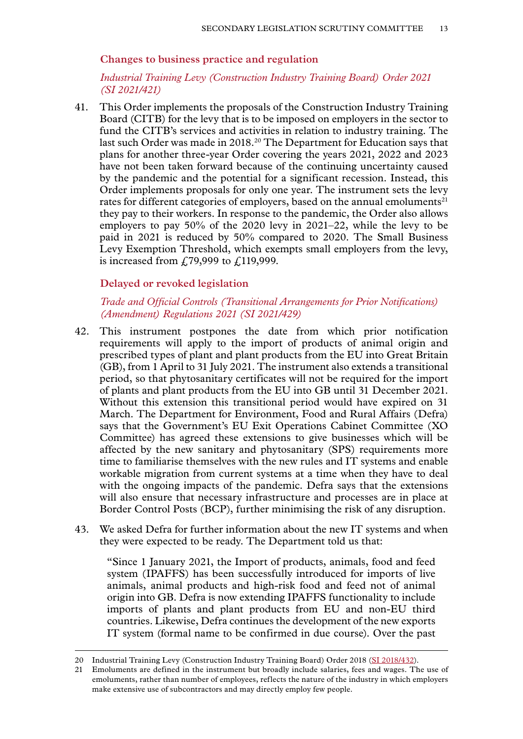### Changes to business practice and regulation

*Industrial Training Levy (Construction Industry Training Board) Order 2021 (SI 2021/421)*

41. This Order implements the proposals of the Construction Industry Training Board (CITB) for the levy that is to be imposed on employers in the sector to fund the CITB's services and activities in relation to industry training. The last such Order was made in 2018.[20] The Department for Education says that plans for another three-year Order covering the years 2021, 2022 and 2023 have not been taken forward because of the continuing uncertainty caused by the pandemic and the potential for a significant recession. Instead, this Order implements proposals for only one year. The instrument sets the levy rates for different categories of employers, based on the annual emoluments[21] they pay to their workers. In response to the pandemic, the Order also allows employers to pay 50% of the 2020 levy in 2021–22, while the levy to be paid in 2021 is reduced by 50% compared to 2020. The Small Business Levy Exemption Threshold, which exempts small employers from the levy, is increased from £79,999 to £119,999.

### Delayed or revoked legislation

*Trade and Official Controls (Transitional Arrangements for Prior Notifications) (Amendment) Regulations 2021 (SI 2021/429)*

42. This instrument postpones the date from which prior notification requirements will apply to the import of products of animal origin and prescribed types of plant and plant products from the EU into Great Britain (GB), from 1 April to 31 July 2021. The instrument also extends a transitional period, so that phytosanitary certificates will not be required for the import of plants and plant products from the EU into GB until 31 December 2021. Without this extension this transitional period would have expired on 31 March. The Department for Environment, Food and Rural Affairs (Defra) says that the Government's EU Exit Operations Cabinet Committee (XO Committee) has agreed these extensions to give businesses which will be affected by the new sanitary and phytosanitary (SPS) requirements more time to familiarise themselves with the new rules and IT systems and enable workable migration from current systems at a time when they have to deal with the ongoing impacts of the pandemic. Defra says that the extensions will also ensure that necessary infrastructure and processes are in place at Border Control Posts (BCP), further minimising the risk of any disruption.

43. We asked Defra for further information about the new IT systems and when they were expected to be ready. The Department told us that:

> "Since 1 January 2021, the Import of products, animals, food and feed system (IPAFFS) has been successfully introduced for imports of live animals, animal products and high-risk food and feed not of animal origin into GB. Defra is now extending IPAFFS functionality to include imports of plants and plant products from EU and non-EU third countries. Likewise, Defra continues the development of the new exports IT system (formal name to be confirmed in due course). Over the past

---

20 Industrial Training Levy (Construction Industry Training Board) Order 2018 (SI 2018/432).

21 Emoluments are defined in the instrument but broadly include salaries, fees and wages. The use of emoluments, rather than number of employees, reflects the nature of the industry in which employers make extensive use of subcontractors and may directly employ few people.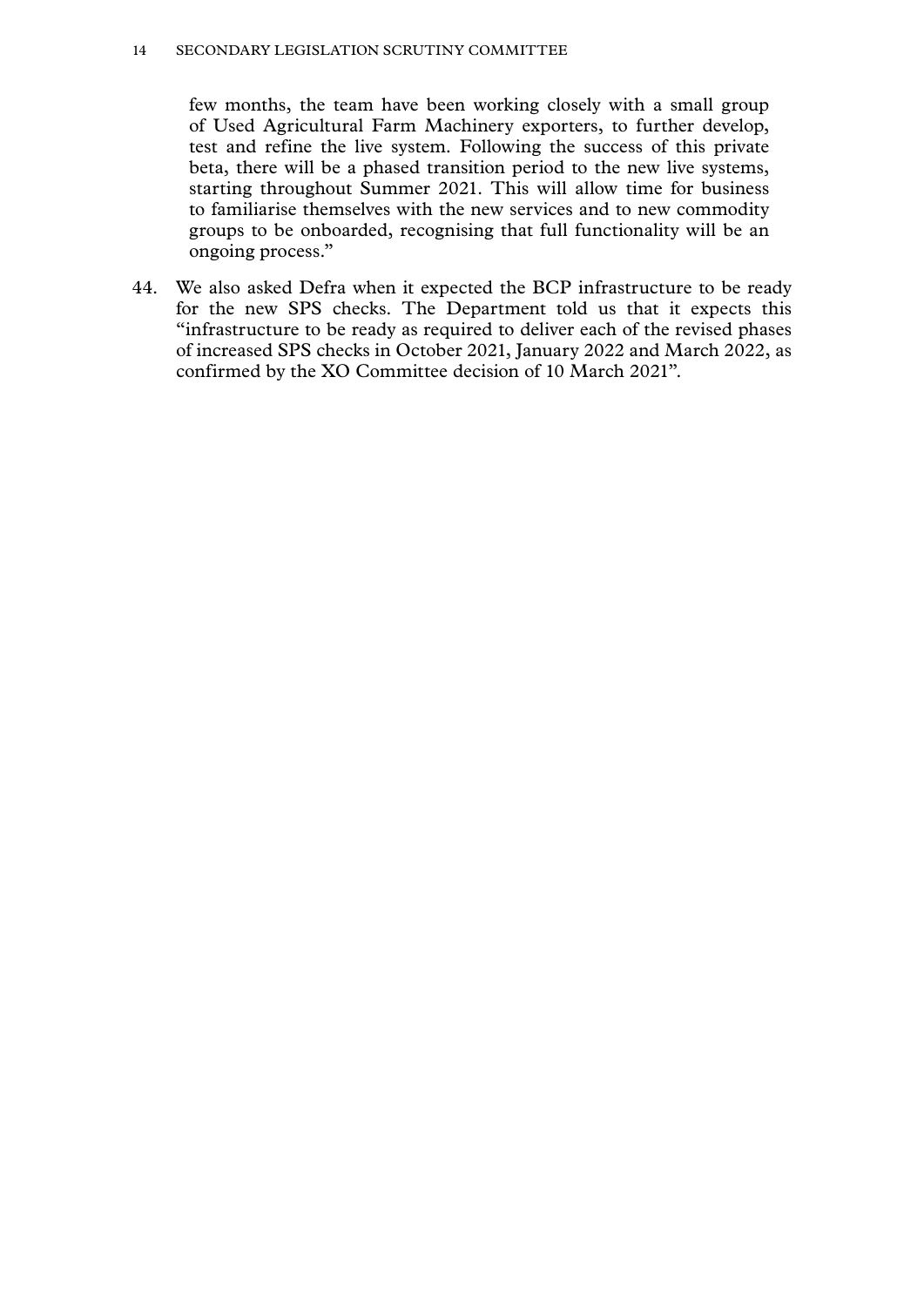few months, the team have been working closely with a small group of Used Agricultural Farm Machinery exporters, to further develop, test and refine the live system. Following the success of this private beta, there will be a phased transition period to the new live systems, starting throughout Summer 2021. This will allow time for business to familiarise themselves with the new services and to new commodity groups to be onboarded, recognising that full functionality will be an ongoing process."

44. We also asked Defra when it expected the BCP infrastructure to be ready for the new SPS checks. The Department told us that it expects this "infrastructure to be ready as required to deliver each of the revised phases of increased SPS checks in October 2021, January 2022 and March 2022, as confirmed by the XO Committee decision of 10 March 2021".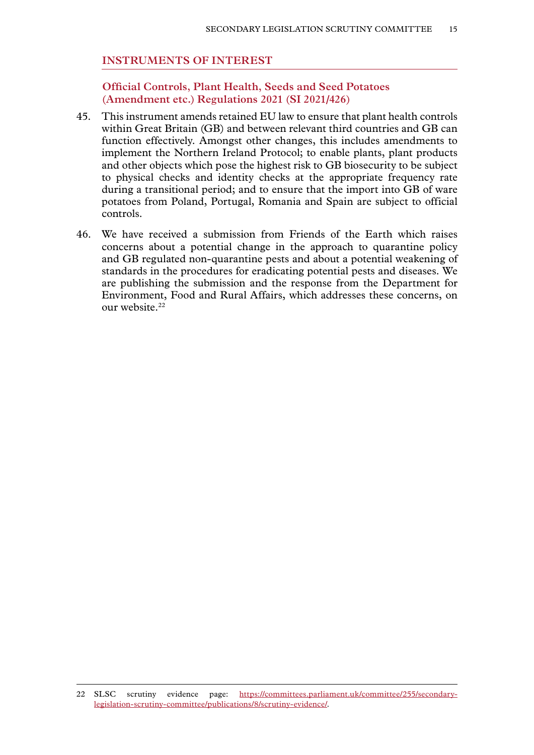## INSTRUMENTS OF INTEREST

### Official Controls, Plant Health, Seeds and Seed Potatoes (Amendment etc.) Regulations 2021 (SI 2021/426)

45. This instrument amends retained EU law to ensure that plant health controls within Great Britain (GB) and between relevant third countries and GB can function effectively. Amongst other changes, this includes amendments to implement the Northern Ireland Protocol; to enable plants, plant products and other objects which pose the highest risk to GB biosecurity to be subject to physical checks and identity checks at the appropriate frequency rate during a transitional period; and to ensure that the import into GB of ware potatoes from Poland, Portugal, Romania and Spain are subject to official controls.

46. We have received a submission from Friends of the Earth which raises concerns about a potential change in the approach to quarantine policy and GB regulated non-quarantine pests and about a potential weakening of standards in the procedures for eradicating potential pests and diseases. We are publishing the submission and the response from the Department for Environment, Food and Rural Affairs, which addresses these concerns, on our website.[22]

22 SLSC scrutiny evidence page: https://committees.parliament.uk/committee/255/secondary-legislation-scrutiny-committee/publications/8/scrutiny-evidence/.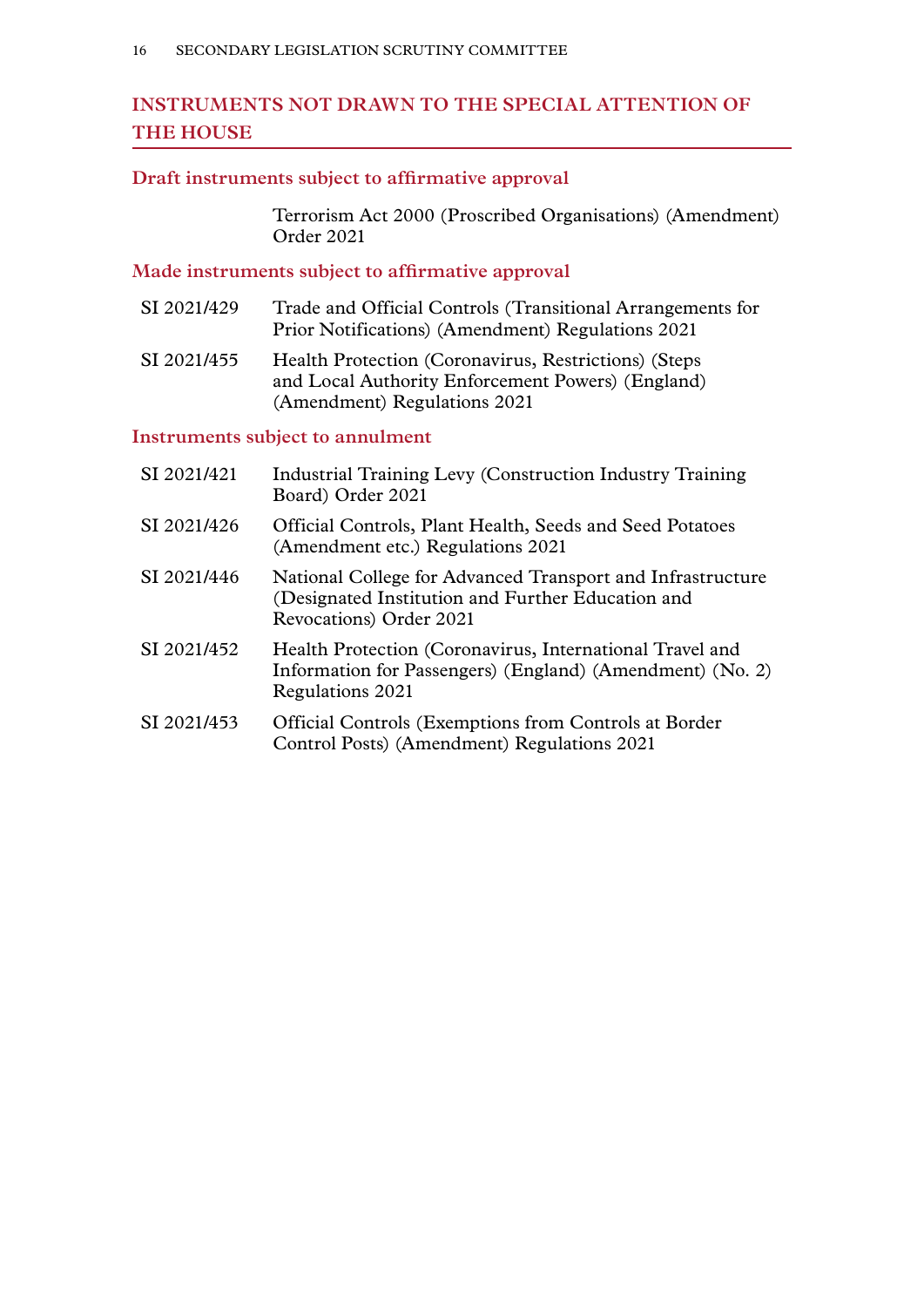## INSTRUMENTS NOT DRAWN TO THE SPECIAL ATTENTION OF THE HOUSE

### Draft instruments subject to affirmative approval

| | |
|---|---|
| | Terrorism Act 2000 (Proscribed Organisations) (Amendment) Order 2021 |

### Made instruments subject to affirmative approval

| | |
|---|---|
| SI 2021/429 | Trade and Official Controls (Transitional Arrangements for Prior Notifications) (Amendment) Regulations 2021 |
| SI 2021/455 | Health Protection (Coronavirus, Restrictions) (Steps and Local Authority Enforcement Powers) (England) (Amendment) Regulations 2021 |

### Instruments subject to annulment

| | |
|---|---|
| SI 2021/421 | Industrial Training Levy (Construction Industry Training Board) Order 2021 |
| SI 2021/426 | Official Controls, Plant Health, Seeds and Seed Potatoes (Amendment etc.) Regulations 2021 |
| SI 2021/446 | National College for Advanced Transport and Infrastructure (Designated Institution and Further Education and Revocations) Order 2021 |
| SI 2021/452 | Health Protection (Coronavirus, International Travel and Information for Passengers) (England) (Amendment) (No. 2) Regulations 2021 |
| SI 2021/453 | Official Controls (Exemptions from Controls at Border Control Posts) (Amendment) Regulations 2021 |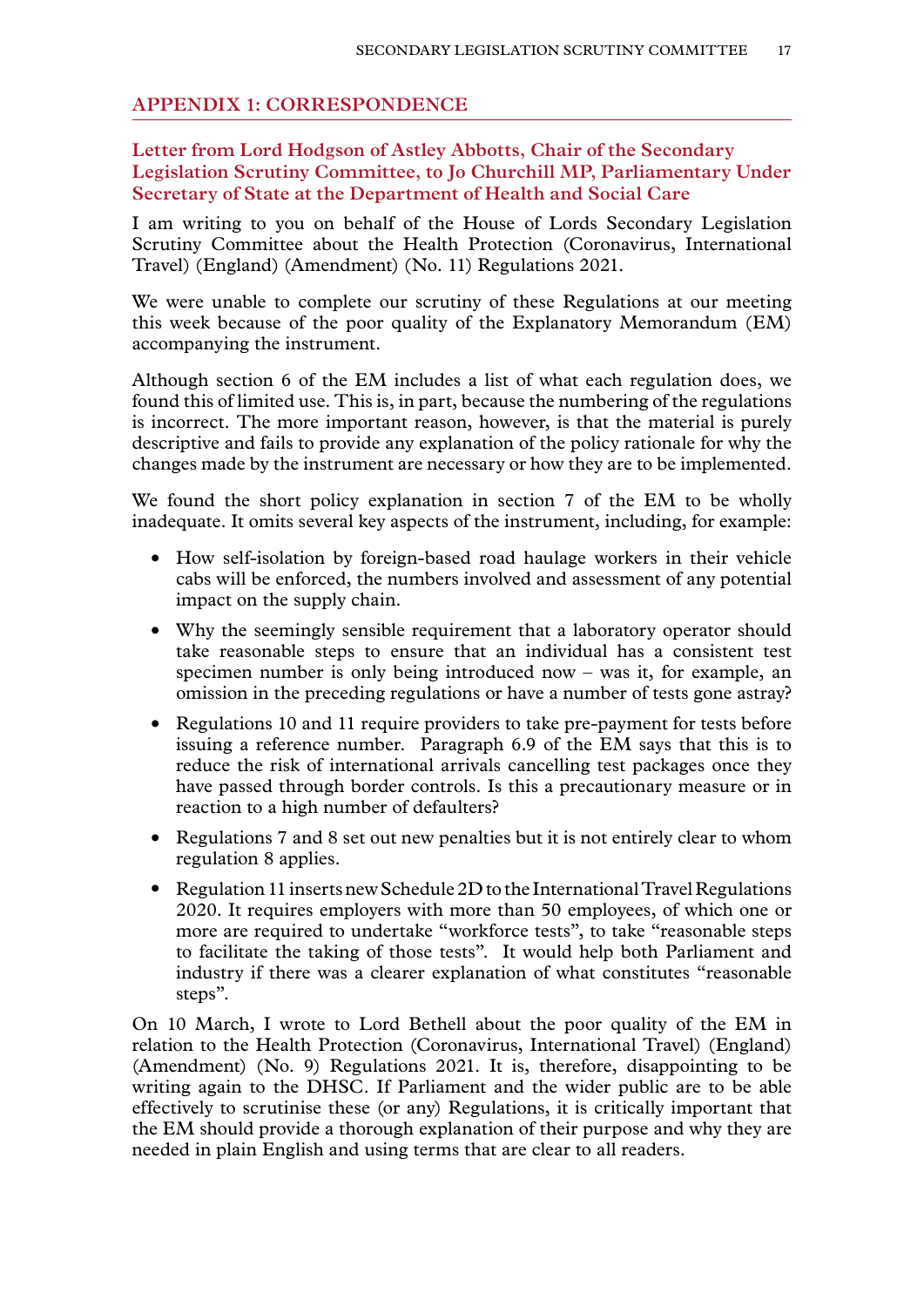## APPENDIX 1: CORRESPONDENCE

### Letter from Lord Hodgson of Astley Abbotts, Chair of the Secondary Legislation Scrutiny Committee, to Jo Churchill MP, Parliamentary Under Secretary of State at the Department of Health and Social Care

I am writing to you on behalf of the House of Lords Secondary Legislation Scrutiny Committee about the Health Protection (Coronavirus, International Travel) (England) (Amendment) (No. 11) Regulations 2021.

We were unable to complete our scrutiny of these Regulations at our meeting this week because of the poor quality of the Explanatory Memorandum (EM) accompanying the instrument.

Although section 6 of the EM includes a list of what each regulation does, we found this of limited use. This is, in part, because the numbering of the regulations is incorrect. The more important reason, however, is that the material is purely descriptive and fails to provide any explanation of the policy rationale for why the changes made by the instrument are necessary or how they are to be implemented.

We found the short policy explanation in section 7 of the EM to be wholly inadequate. It omits several key aspects of the instrument, including, for example:

- How self-isolation by foreign-based road haulage workers in their vehicle cabs will be enforced, the numbers involved and assessment of any potential impact on the supply chain.
- Why the seemingly sensible requirement that a laboratory operator should take reasonable steps to ensure that an individual has a consistent test specimen number is only being introduced now – was it, for example, an omission in the preceding regulations or have a number of tests gone astray?
- Regulations 10 and 11 require providers to take pre-payment for tests before issuing a reference number. Paragraph 6.9 of the EM says that this is to reduce the risk of international arrivals cancelling test packages once they have passed through border controls. Is this a precautionary measure or in reaction to a high number of defaulters?
- Regulations 7 and 8 set out new penalties but it is not entirely clear to whom regulation 8 applies.
- Regulation 11 inserts new Schedule 2D to the International Travel Regulations 2020. It requires employers with more than 50 employees, of which one or more are required to undertake "workforce tests", to take "reasonable steps to facilitate the taking of those tests". It would help both Parliament and industry if there was a clearer explanation of what constitutes "reasonable steps".

On 10 March, I wrote to Lord Bethell about the poor quality of the EM in relation to the Health Protection (Coronavirus, International Travel) (England) (Amendment) (No. 9) Regulations 2021. It is, therefore, disappointing to be writing again to the DHSC. If Parliament and the wider public are to be able effectively to scrutinise these (or any) Regulations, it is critically important that the EM should provide a thorough explanation of their purpose and why they are needed in plain English and using terms that are clear to all readers.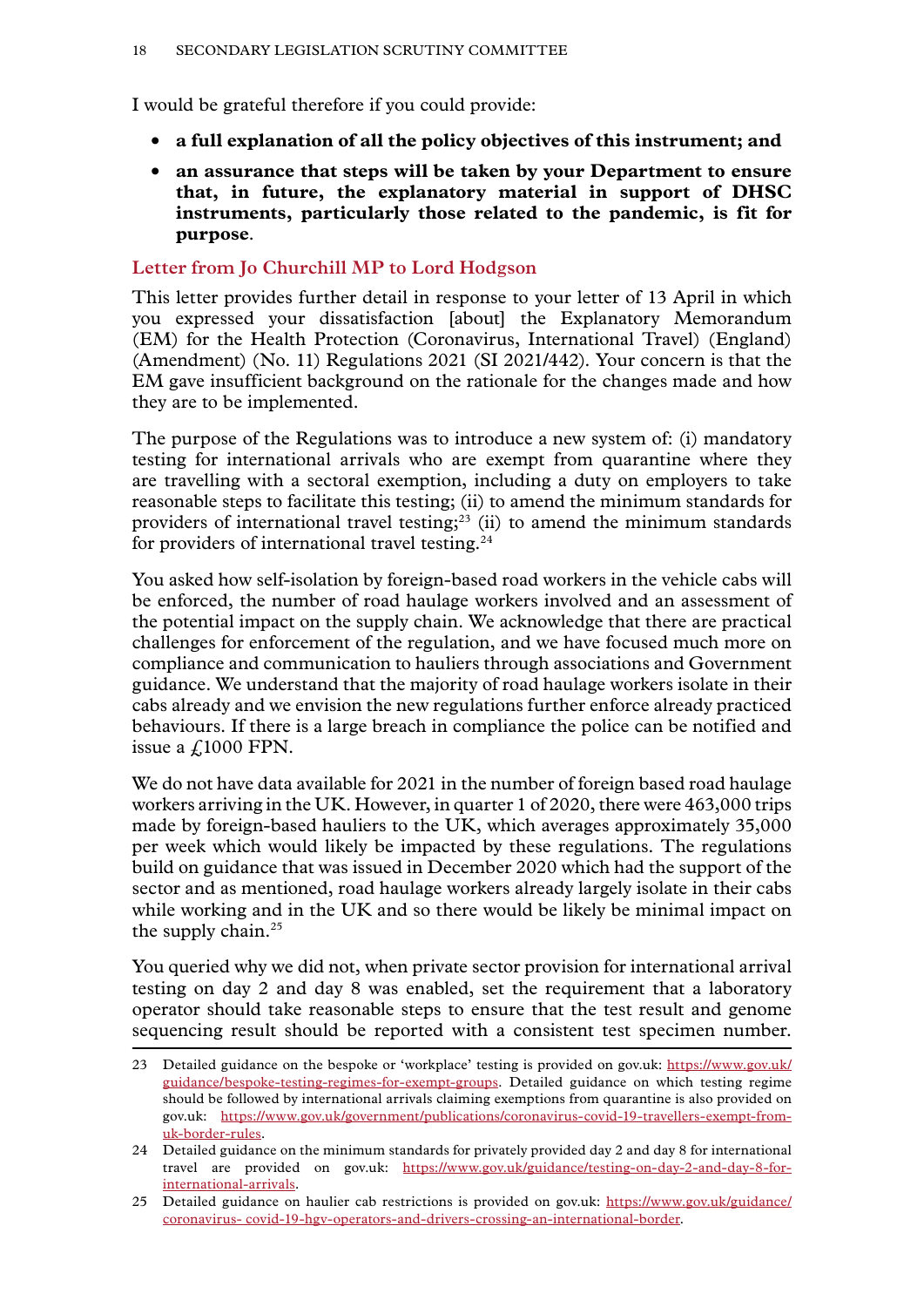I would be grateful therefore if you could provide:

- **a full explanation of all the policy objectives of this instrument; and**
- **an assurance that steps will be taken by your Department to ensure that, in future, the explanatory material in support of DHSC instruments, particularly those related to the pandemic, is fit for purpose**.

### Letter from Jo Churchill MP to Lord Hodgson

This letter provides further detail in response to your letter of 13 April in which you expressed your dissatisfaction [about] the Explanatory Memorandum (EM) for the Health Protection (Coronavirus, International Travel) (England) (Amendment) (No. 11) Regulations 2021 (SI 2021/442). Your concern is that the EM gave insufficient background on the rationale for the changes made and how they are to be implemented.

The purpose of the Regulations was to introduce a new system of: (i) mandatory testing for international arrivals who are exempt from quarantine where they are travelling with a sectoral exemption, including a duty on employers to take reasonable steps to facilitate this testing; (ii) to amend the minimum standards for providers of international travel testing;[23] (ii) to amend the minimum standards for providers of international travel testing.[24]

You asked how self-isolation by foreign-based road workers in the vehicle cabs will be enforced, the number of road haulage workers involved and an assessment of the potential impact on the supply chain. We acknowledge that there are practical challenges for enforcement of the regulation, and we have focused much more on compliance and communication to hauliers through associations and Government guidance. We understand that the majority of road haulage workers isolate in their cabs already and we envision the new regulations further enforce already practiced behaviours. If there is a large breach in compliance the police can be notified and issue a £1000 FPN.

We do not have data available for 2021 in the number of foreign based road haulage workers arriving in the UK. However, in quarter 1 of 2020, there were 463,000 trips made by foreign-based hauliers to the UK, which averages approximately 35,000 per week which would likely be impacted by these regulations. The regulations build on guidance that was issued in December 2020 which had the support of the sector and as mentioned, road haulage workers already largely isolate in their cabs while working and in the UK and so there would be likely be minimal impact on the supply chain.[25]

You queried why we did not, when private sector provision for international arrival testing on day 2 and day 8 was enabled, set the requirement that a laboratory operator should take reasonable steps to ensure that the test result and genome sequencing result should be reported with a consistent test specimen number.

---

23 Detailed guidance on the bespoke or 'workplace' testing is provided on gov.uk: https://www.gov.uk/guidance/bespoke-testing-regimes-for-exempt-groups. Detailed guidance on which testing regime should be followed by international arrivals claiming exemptions from quarantine is also provided on gov.uk: https://www.gov.uk/government/publications/coronavirus-covid-19-travellers-exempt-from-uk-border-rules.

24 Detailed guidance on the minimum standards for privately provided day 2 and day 8 for international travel are provided on gov.uk: https://www.gov.uk/guidance/testing-on-day-2-and-day-8-for-international-arrivals.

25 Detailed guidance on haulier cab restrictions is provided on gov.uk: https://www.gov.uk/guidance/coronavirus- covid-19-hgv-operators-and-drivers-crossing-an-international-border.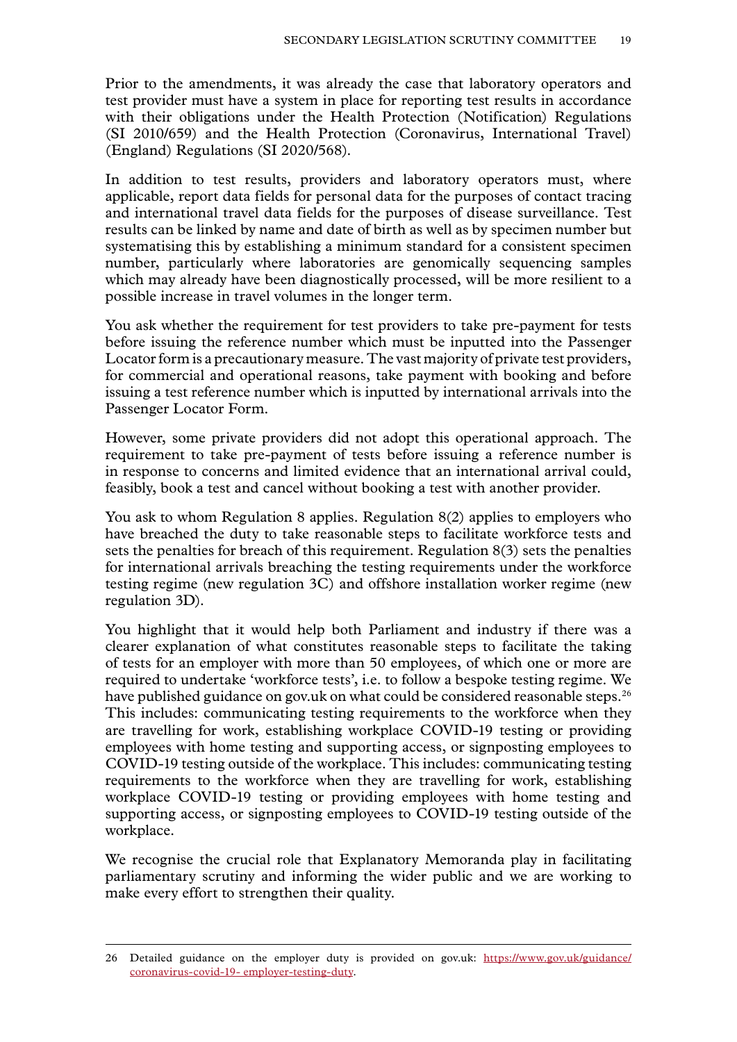Prior to the amendments, it was already the case that laboratory operators and test provider must have a system in place for reporting test results in accordance with their obligations under the Health Protection (Notification) Regulations (SI 2010/659) and the Health Protection (Coronavirus, International Travel) (England) Regulations (SI 2020/568).

In addition to test results, providers and laboratory operators must, where applicable, report data fields for personal data for the purposes of contact tracing and international travel data fields for the purposes of disease surveillance. Test results can be linked by name and date of birth as well as by specimen number but systematising this by establishing a minimum standard for a consistent specimen number, particularly where laboratories are genomically sequencing samples which may already have been diagnostically processed, will be more resilient to a possible increase in travel volumes in the longer term.

You ask whether the requirement for test providers to take pre-payment for tests before issuing the reference number which must be inputted into the Passenger Locator form is a precautionary measure. The vast majority of private test providers, for commercial and operational reasons, take payment with booking and before issuing a test reference number which is inputted by international arrivals into the Passenger Locator Form.

However, some private providers did not adopt this operational approach. The requirement to take pre-payment of tests before issuing a reference number is in response to concerns and limited evidence that an international arrival could, feasibly, book a test and cancel without booking a test with another provider.

You ask to whom Regulation 8 applies. Regulation 8(2) applies to employers who have breached the duty to take reasonable steps to facilitate workforce tests and sets the penalties for breach of this requirement. Regulation 8(3) sets the penalties for international arrivals breaching the testing requirements under the workforce testing regime (new regulation 3C) and offshore installation worker regime (new regulation 3D).

You highlight that it would help both Parliament and industry if there was a clearer explanation of what constitutes reasonable steps to facilitate the taking of tests for an employer with more than 50 employees, of which one or more are required to undertake 'workforce tests', i.e. to follow a bespoke testing regime. We have published guidance on gov.uk on what could be considered reasonable steps.[26] This includes: communicating testing requirements to the workforce when they are travelling for work, establishing workplace COVID-19 testing or providing employees with home testing and supporting access, or signposting employees to COVID-19 testing outside of the workplace. This includes: communicating testing requirements to the workforce when they are travelling for work, establishing workplace COVID-19 testing or providing employees with home testing and supporting access, or signposting employees to COVID-19 testing outside of the workplace.

We recognise the crucial role that Explanatory Memoranda play in facilitating parliamentary scrutiny and informing the wider public and we are working to make every effort to strengthen their quality.

---

26 Detailed guidance on the employer duty is provided on gov.uk: https://www.gov.uk/guidance/coronavirus-covid-19- employer-testing-duty.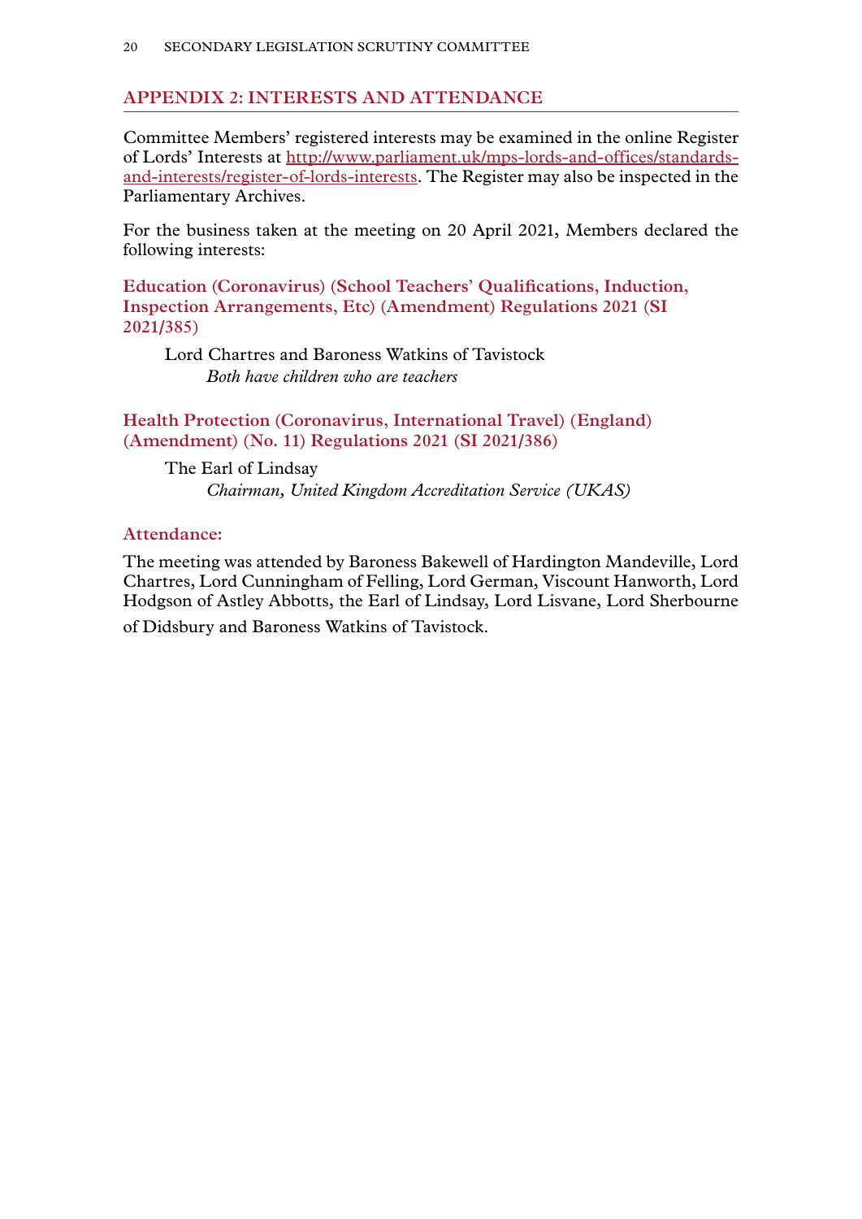## APPENDIX 2: INTERESTS AND ATTENDANCE

Committee Members' registered interests may be examined in the online Register of Lords' Interests at [http://www.parliament.uk/mps-lords-and-offices/standards-and-interests/register-of-lords-interests](http://www.parliament.uk/mps-lords-and-offices/standards-and-interests/register-of-lords-interests). The Register may also be inspected in the Parliamentary Archives.

For the business taken at the meeting on 20 April 2021, Members declared the following interests:

### Education (Coronavirus) (School Teachers' Qualifications, Induction, Inspection Arrangements, Etc) (Amendment) Regulations 2021 (SI 2021/385)

Lord Chartres and Baroness Watkins of Tavistock
*Both have children who are teachers*

### Health Protection (Coronavirus, International Travel) (England) (Amendment) (No. 11) Regulations 2021 (SI 2021/386)

The Earl of Lindsay
*Chairman, United Kingdom Accreditation Service (UKAS)*

### Attendance:

The meeting was attended by Baroness Bakewell of Hardington Mandeville, Lord Chartres, Lord Cunningham of Felling, Lord German, Viscount Hanworth, Lord Hodgson of Astley Abbotts, the Earl of Lindsay, Lord Lisvane, Lord Sherbourne of Didsbury and Baroness Watkins of Tavistock.